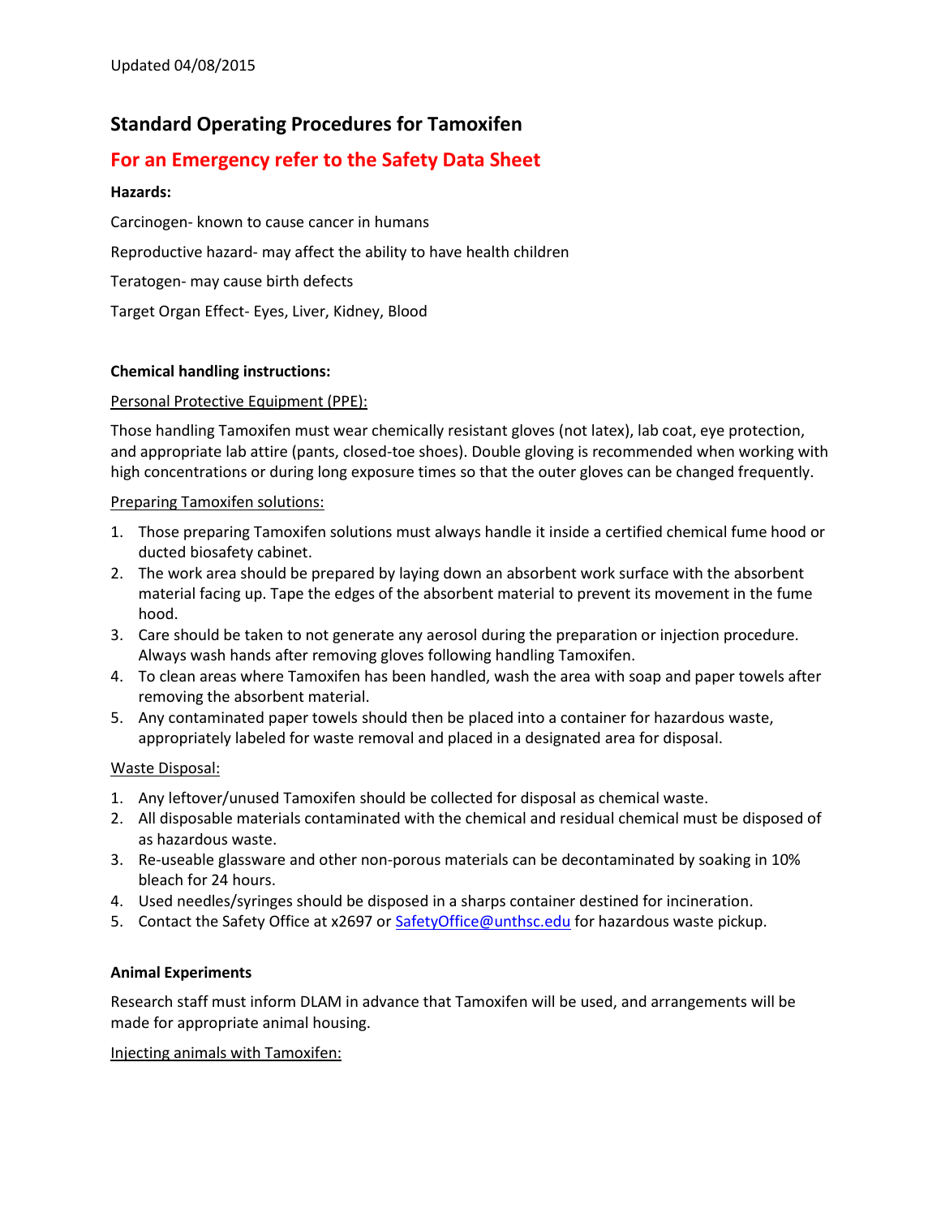Updated 04/08/2015

# Standard Operating Procedures for Tamoxifen

## For an Emergency refer to the Safety Data Sheet

**Hazards:**

Carcinogen- known to cause cancer in humans

Reproductive hazard- may affect the ability to have health children

Teratogen- may cause birth defects

Target Organ Effect- Eyes, Liver, Kidney, Blood

**Chemical handling instructions:**

Personal Protective Equipment (PPE):

Those handling Tamoxifen must wear chemically resistant gloves (not latex), lab coat, eye protection, and appropriate lab attire (pants, closed-toe shoes). Double gloving is recommended when working with high concentrations or during long exposure times so that the outer gloves can be changed frequently.

Preparing Tamoxifen solutions:

1. Those preparing Tamoxifen solutions must always handle it inside a certified chemical fume hood or ducted biosafety cabinet.
2. The work area should be prepared by laying down an absorbent work surface with the absorbent material facing up. Tape the edges of the absorbent material to prevent its movement in the fume hood.
3. Care should be taken to not generate any aerosol during the preparation or injection procedure. Always wash hands after removing gloves following handling Tamoxifen.
4. To clean areas where Tamoxifen has been handled, wash the area with soap and paper towels after removing the absorbent material.
5. Any contaminated paper towels should then be placed into a container for hazardous waste, appropriately labeled for waste removal and placed in a designated area for disposal.

Waste Disposal:

1. Any leftover/unused Tamoxifen should be collected for disposal as chemical waste.
2. All disposable materials contaminated with the chemical and residual chemical must be disposed of as hazardous waste.
3. Re-useable glassware and other non-porous materials can be decontaminated by soaking in 10% bleach for 24 hours.
4. Used needles/syringes should be disposed in a sharps container destined for incineration.
5. Contact the Safety Office at x2697 or SafetyOffice@unthsc.edu for hazardous waste pickup.

**Animal Experiments**

Research staff must inform DLAM in advance that Tamoxifen will be used, and arrangements will be made for appropriate animal housing.

Injecting animals with Tamoxifen: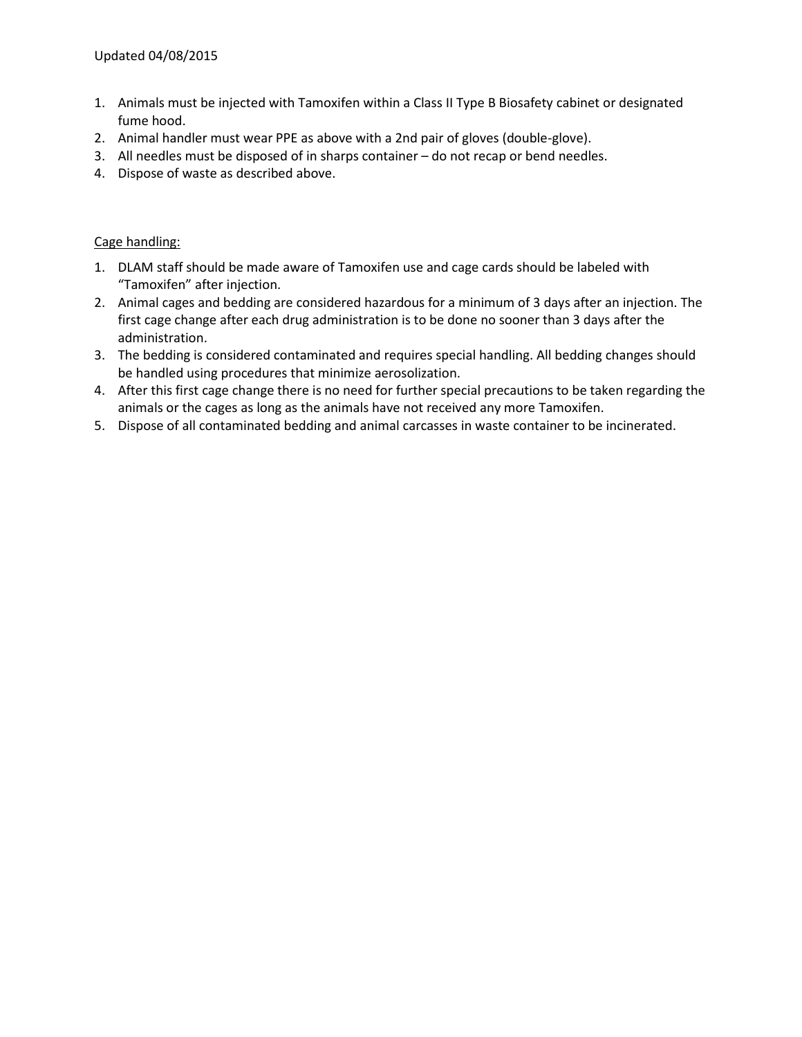Updated 04/08/2015

1. Animals must be injected with Tamoxifen within a Class II Type B Biosafety cabinet or designated fume hood.
2. Animal handler must wear PPE as above with a 2nd pair of gloves (double-glove).
3. All needles must be disposed of in sharps container – do not recap or bend needles.
4. Dispose of waste as described above.

<u>Cage handling:</u>

1. DLAM staff should be made aware of Tamoxifen use and cage cards should be labeled with "Tamoxifen" after injection.
2. Animal cages and bedding are considered hazardous for a minimum of 3 days after an injection. The first cage change after each drug administration is to be done no sooner than 3 days after the administration.
3. The bedding is considered contaminated and requires special handling. All bedding changes should be handled using procedures that minimize aerosolization.
4. After this first cage change there is no need for further special precautions to be taken regarding the animals or the cages as long as the animals have not received any more Tamoxifen.
5. Dispose of all contaminated bedding and animal carcasses in waste container to be incinerated.